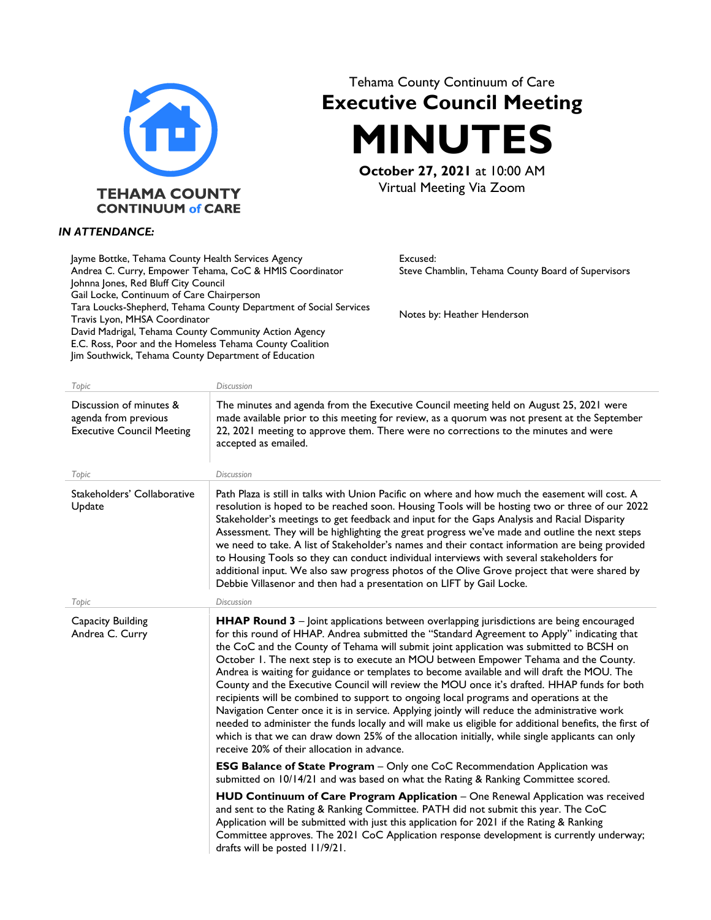**TEHAMA COUNTY CONTINUUM of CARE**

Tehama County Continuum of Care

# Executive Council Meeting

# MINUTES

**October 27, 2021** at 10:00 AM
Virtual Meeting Via Zoom

***IN ATTENDANCE:***

Jayme Bottke, Tehama County Health Services Agency
Andrea C. Curry, Empower Tehama, CoC & HMIS Coordinator
Johnna Jones, Red Bluff City Council
Gail Locke, Continuum of Care Chairperson
Tara Loucks-Shepherd, Tehama County Department of Social Services
Travis Lyon, MHSA Coordinator
David Madrigal, Tehama County Community Action Agency
E.C. Ross, Poor and the Homeless Tehama County Coalition
Jim Southwick, Tehama County Department of Education

Excused:
Steve Chamblin, Tehama County Board of Supervisors

Notes by: Heather Henderson

| *Topic* | *Discussion* |
|---|---|
| Discussion of minutes & agenda from previous Executive Council Meeting | The minutes and agenda from the Executive Council meeting held on August 25, 2021 were made available prior to this meeting for review, as a quorum was not present at the September 22, 2021 meeting to approve them. There were no corrections to the minutes and were accepted as emailed. |

| *Topic* | *Discussion* |
|---|---|
| Stakeholders' Collaborative Update | Path Plaza is still in talks with Union Pacific on where and how much the easement will cost. A resolution is hoped to be reached soon. Housing Tools will be hosting two or three of our 2022 Stakeholder's meetings to get feedback and input for the Gaps Analysis and Racial Disparity Assessment. They will be highlighting the great progress we've made and outline the next steps we need to take. A list of Stakeholder's names and their contact information are being provided to Housing Tools so they can conduct individual interviews with several stakeholders for additional input. We also saw progress photos of the Olive Grove project that were shared by Debbie Villasenor and then had a presentation on LIFT by Gail Locke. |

| *Topic* | *Discussion* |
|---|---|
| Capacity Building Andrea C. Curry | **HHAP Round 3** – Joint applications between overlapping jurisdictions are being encouraged for this round of HHAP. Andrea submitted the "Standard Agreement to Apply" indicating that the CoC and the County of Tehama will submit joint application was submitted to BCSH on October 1. The next step is to execute an MOU between Empower Tehama and the County. Andrea is waiting for guidance or templates to become available and will draft the MOU. The County and the Executive Council will review the MOU once it's drafted. HHAP funds for both recipients will be combined to support to ongoing local programs and operations at the Navigation Center once it is in service. Applying jointly will reduce the administrative work needed to administer the funds locally and will make us eligible for additional benefits, the first of which is that we can draw down 25% of the allocation initially, while single applicants can only receive 20% of their allocation in advance.<br><br>**ESG Balance of State Program** – Only one CoC Recommendation Application was submitted on 10/14/21 and was based on what the Rating & Ranking Committee scored.<br><br>**HUD Continuum of Care Program Application** – One Renewal Application was received and sent to the Rating & Ranking Committee. PATH did not submit this year. The CoC Application will be submitted with just this application for 2021 if the Rating & Ranking Committee approves. The 2021 CoC Application response development is currently underway; drafts will be posted 11/9/21. |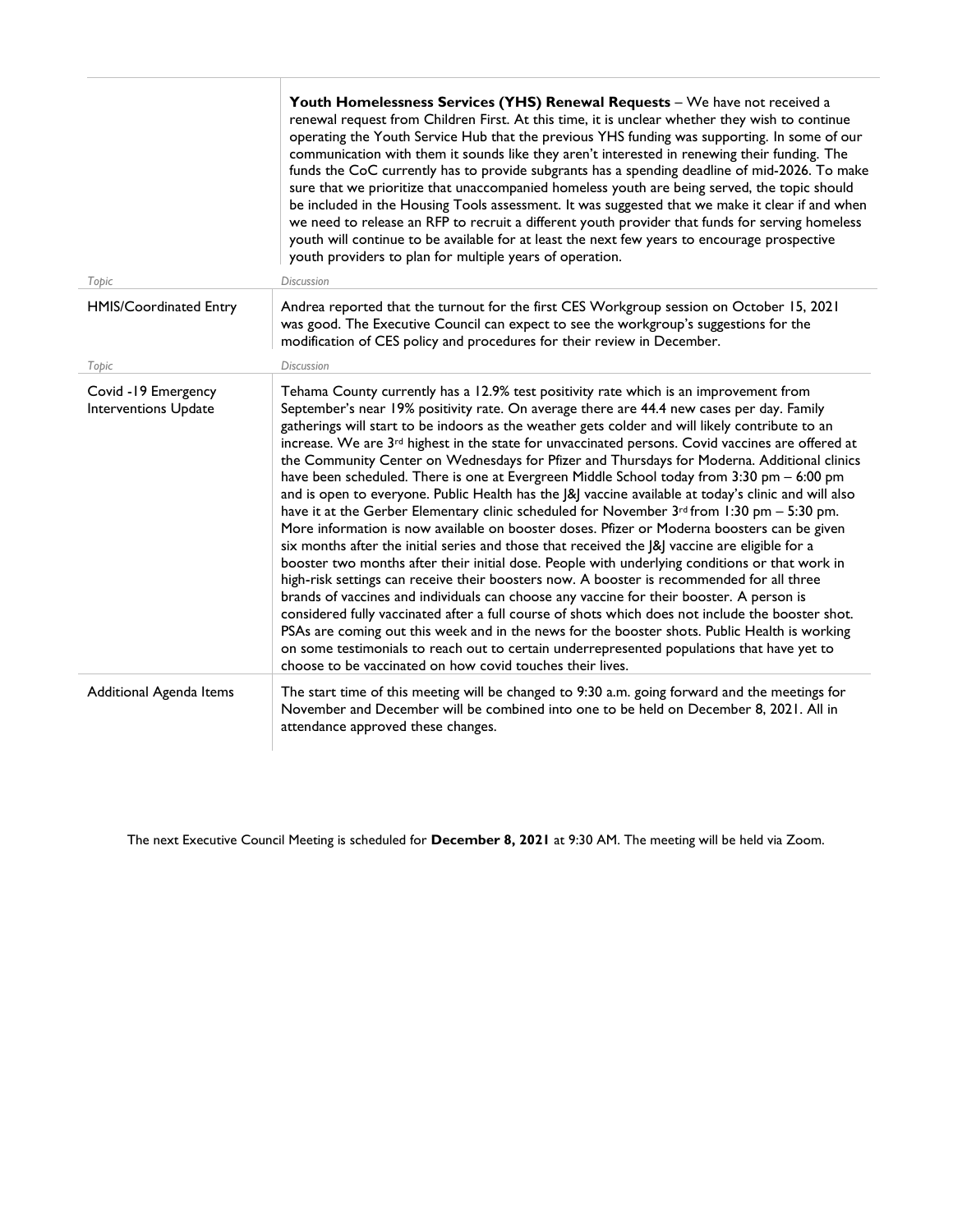| Topic | Discussion |
|---|---|
| | **Youth Homelessness Services (YHS) Renewal Requests** – We have not received a renewal request from Children First. At this time, it is unclear whether they wish to continue operating the Youth Service Hub that the previous YHS funding was supporting. In some of our communication with them it sounds like they aren't interested in renewing their funding. The funds the CoC currently has to provide subgrants has a spending deadline of mid-2026. To make sure that we prioritize that unaccompanied homeless youth are being served, the topic should be included in the Housing Tools assessment. It was suggested that we make it clear if and when we need to release an RFP to recruit a different youth provider that funds for serving homeless youth will continue to be available for at least the next few years to encourage prospective youth providers to plan for multiple years of operation. |

| *Topic* | *Discussion* |
|---|---|
| HMIS/Coordinated Entry | Andrea reported that the turnout for the first CES Workgroup session on October 15, 2021 was good. The Executive Council can expect to see the workgroup's suggestions for the modification of CES policy and procedures for their review in December. |

| *Topic* | *Discussion* |
|---|---|
| Covid -19 Emergency Interventions Update | Tehama County currently has a 12.9% test positivity rate which is an improvement from September's near 19% positivity rate. On average there are 44.4 new cases per day. Family gatherings will start to be indoors as the weather gets colder and will likely contribute to an increase. We are 3rd highest in the state for unvaccinated persons. Covid vaccines are offered at the Community Center on Wednesdays for Pfizer and Thursdays for Moderna. Additional clinics have been scheduled. There is one at Evergreen Middle School today from 3:30 pm – 6:00 pm and is open to everyone. Public Health has the J&J vaccine available at today's clinic and will also have it at the Gerber Elementary clinic scheduled for November 3rd from 1:30 pm – 5:30 pm. More information is now available on booster doses. Pfizer or Moderna boosters can be given six months after the initial series and those that received the J&J vaccine are eligible for a booster two months after their initial dose. People with underlying conditions or that work in high-risk settings can receive their boosters now. A booster is recommended for all three brands of vaccines and individuals can choose any vaccine for their booster. A person is considered fully vaccinated after a full course of shots which does not include the booster shot. PSAs are coming out this week and in the news for the booster shots. Public Health is working on some testimonials to reach out to certain underrepresented populations that have yet to choose to be vaccinated on how covid touches their lives. |
| Additional Agenda Items | The start time of this meeting will be changed to 9:30 a.m. going forward and the meetings for November and December will be combined into one to be held on December 8, 2021. All in attendance approved these changes. |

The next Executive Council Meeting is scheduled for **December 8, 2021** at 9:30 AM. The meeting will be held via Zoom.